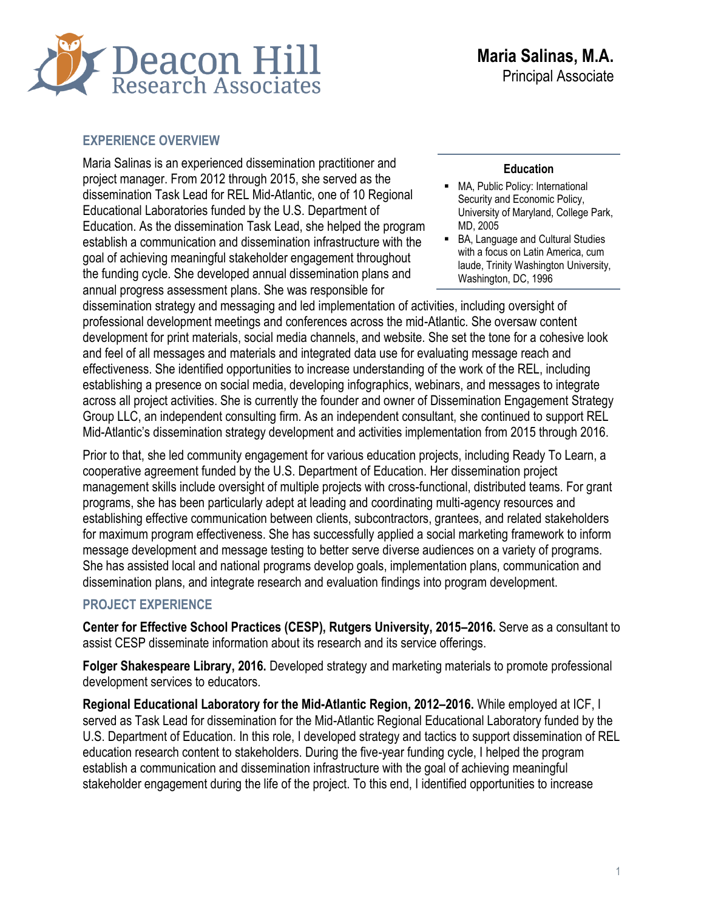Deacon Hill Research Associates

# Maria Salinas, M.A.

Principal Associate

## EXPERIENCE OVERVIEW

**Education**

- MA, Public Policy: International Security and Economic Policy, University of Maryland, College Park, MD, 2005
- BA, Language and Cultural Studies with a focus on Latin America, cum laude, Trinity Washington University, Washington, DC, 1996

Maria Salinas is an experienced dissemination practitioner and project manager. From 2012 through 2015, she served as the dissemination Task Lead for REL Mid-Atlantic, one of 10 Regional Educational Laboratories funded by the U.S. Department of Education. As the dissemination Task Lead, she helped the program establish a communication and dissemination infrastructure with the goal of achieving meaningful stakeholder engagement throughout the funding cycle. She developed annual dissemination plans and annual progress assessment plans. She was responsible for dissemination strategy and messaging and led implementation of activities, including oversight of professional development meetings and conferences across the mid-Atlantic. She oversaw content development for print materials, social media channels, and website. She set the tone for a cohesive look and feel of all messages and materials and integrated data use for evaluating message reach and effectiveness. She identified opportunities to increase understanding of the work of the REL, including establishing a presence on social media, developing infographics, webinars, and messages to integrate across all project activities. She is currently the founder and owner of Dissemination Engagement Strategy Group LLC, an independent consulting firm. As an independent consultant, she continued to support REL Mid-Atlantic's dissemination strategy development and activities implementation from 2015 through 2016.

Prior to that, she led community engagement for various education projects, including Ready To Learn, a cooperative agreement funded by the U.S. Department of Education. Her dissemination project management skills include oversight of multiple projects with cross-functional, distributed teams. For grant programs, she has been particularly adept at leading and coordinating multi-agency resources and establishing effective communication between clients, subcontractors, grantees, and related stakeholders for maximum program effectiveness. She has successfully applied a social marketing framework to inform message development and message testing to better serve diverse audiences on a variety of programs. She has assisted local and national programs develop goals, implementation plans, communication and dissemination plans, and integrate research and evaluation findings into program development.

## PROJECT EXPERIENCE

**Center for Effective School Practices (CESP), Rutgers University, 2015–2016.** Serve as a consultant to assist CESP disseminate information about its research and its service offerings.

**Folger Shakespeare Library, 2016.** Developed strategy and marketing materials to promote professional development services to educators.

**Regional Educational Laboratory for the Mid-Atlantic Region, 2012–2016.** While employed at ICF, I served as Task Lead for dissemination for the Mid-Atlantic Regional Educational Laboratory funded by the U.S. Department of Education. In this role, I developed strategy and tactics to support dissemination of REL education research content to stakeholders. During the five-year funding cycle, I helped the program establish a communication and dissemination infrastructure with the goal of achieving meaningful stakeholder engagement during the life of the project. To this end, I identified opportunities to increase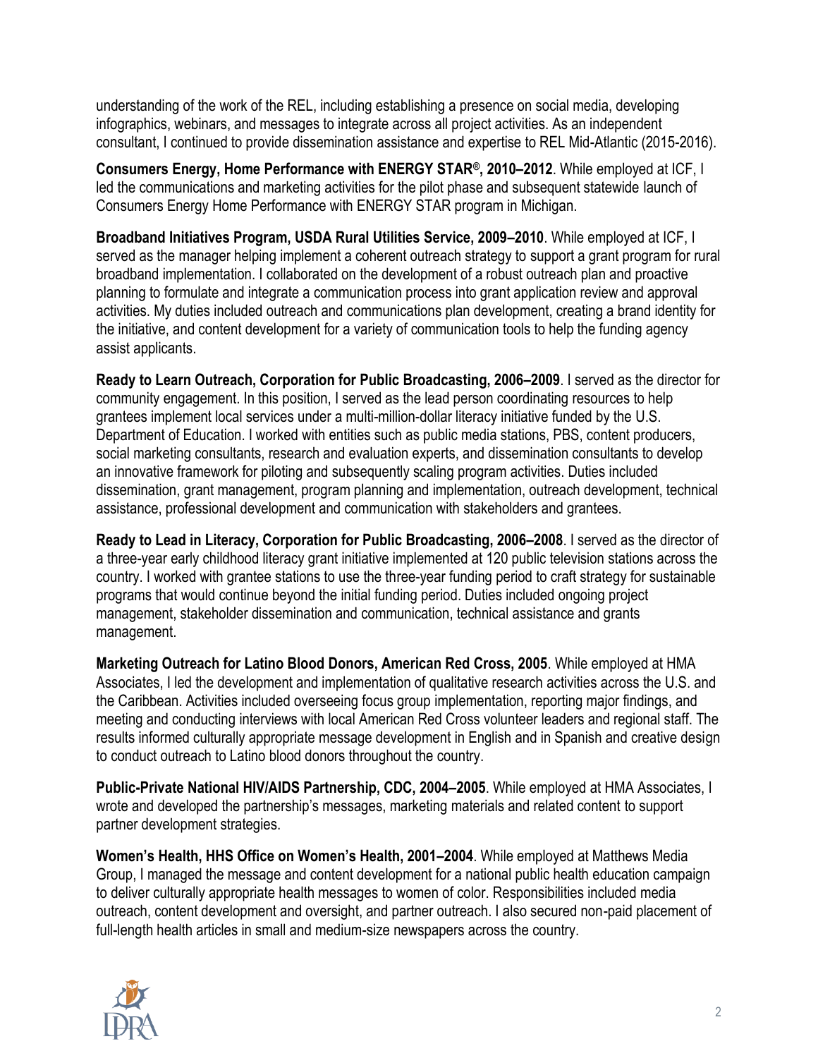understanding of the work of the REL, including establishing a presence on social media, developing infographics, webinars, and messages to integrate across all project activities. As an independent consultant, I continued to provide dissemination assistance and expertise to REL Mid-Atlantic (2015-2016).

**Consumers Energy, Home Performance with ENERGY STAR®, 2010–2012**. While employed at ICF, I led the communications and marketing activities for the pilot phase and subsequent statewide launch of Consumers Energy Home Performance with ENERGY STAR program in Michigan.

**Broadband Initiatives Program, USDA Rural Utilities Service, 2009–2010**. While employed at ICF, I served as the manager helping implement a coherent outreach strategy to support a grant program for rural broadband implementation. I collaborated on the development of a robust outreach plan and proactive planning to formulate and integrate a communication process into grant application review and approval activities. My duties included outreach and communications plan development, creating a brand identity for the initiative, and content development for a variety of communication tools to help the funding agency assist applicants.

**Ready to Learn Outreach, Corporation for Public Broadcasting, 2006–2009**. I served as the director for community engagement. In this position, I served as the lead person coordinating resources to help grantees implement local services under a multi-million-dollar literacy initiative funded by the U.S. Department of Education. I worked with entities such as public media stations, PBS, content producers, social marketing consultants, research and evaluation experts, and dissemination consultants to develop an innovative framework for piloting and subsequently scaling program activities. Duties included dissemination, grant management, program planning and implementation, outreach development, technical assistance, professional development and communication with stakeholders and grantees.

**Ready to Lead in Literacy, Corporation for Public Broadcasting, 2006–2008**. I served as the director of a three-year early childhood literacy grant initiative implemented at 120 public television stations across the country. I worked with grantee stations to use the three-year funding period to craft strategy for sustainable programs that would continue beyond the initial funding period. Duties included ongoing project management, stakeholder dissemination and communication, technical assistance and grants management.

**Marketing Outreach for Latino Blood Donors, American Red Cross, 2005**. While employed at HMA Associates, I led the development and implementation of qualitative research activities across the U.S. and the Caribbean. Activities included overseeing focus group implementation, reporting major findings, and meeting and conducting interviews with local American Red Cross volunteer leaders and regional staff. The results informed culturally appropriate message development in English and in Spanish and creative design to conduct outreach to Latino blood donors throughout the country.

**Public-Private National HIV/AIDS Partnership, CDC, 2004–2005**. While employed at HMA Associates, I wrote and developed the partnership's messages, marketing materials and related content to support partner development strategies.

**Women's Health, HHS Office on Women's Health, 2001–2004**. While employed at Matthews Media Group, I managed the message and content development for a national public health education campaign to deliver culturally appropriate health messages to women of color. Responsibilities included media outreach, content development and oversight, and partner outreach. I also secured non-paid placement of full-length health articles in small and medium-size newspapers across the country.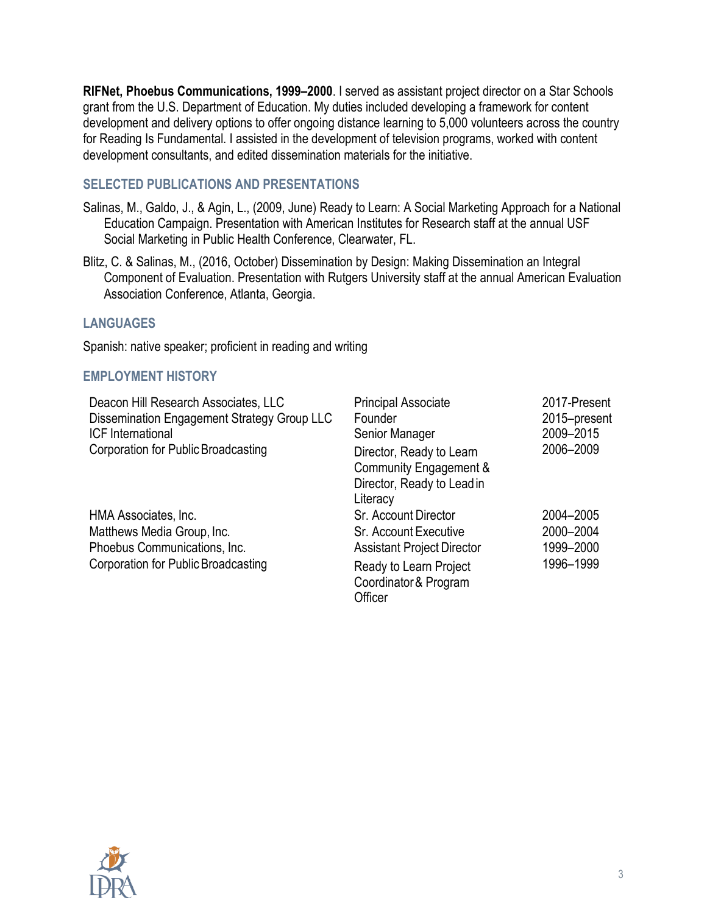**RIFNet, Phoebus Communications, 1999–2000**. I served as assistant project director on a Star Schools grant from the U.S. Department of Education. My duties included developing a framework for content development and delivery options to offer ongoing distance learning to 5,000 volunteers across the country for Reading Is Fundamental. I assisted in the development of television programs, worked with content development consultants, and edited dissemination materials for the initiative.

## SELECTED PUBLICATIONS AND PRESENTATIONS

Salinas, M., Galdo, J., & Agin, L., (2009, June) Ready to Learn: A Social Marketing Approach for a National Education Campaign. Presentation with American Institutes for Research staff at the annual USF Social Marketing in Public Health Conference, Clearwater, FL.

Blitz, C. & Salinas, M., (2016, October) Dissemination by Design: Making Dissemination an Integral Component of Evaluation. Presentation with Rutgers University staff at the annual American Evaluation Association Conference, Atlanta, Georgia.

## LANGUAGES

Spanish: native speaker; proficient in reading and writing

## EMPLOYMENT HISTORY

| | | |
|---|---|---|
| Deacon Hill Research Associates, LLC | Principal Associate | 2017-Present |
| Dissemination Engagement Strategy Group LLC | Founder | 2015–present |
| ICF International | Senior Manager | 2009–2015 |
| Corporation for Public Broadcasting | Director, Ready to Learn Community Engagement & Director, Ready to Lead in Literacy | 2006–2009 |
| HMA Associates, Inc. | Sr. Account Director | 2004–2005 |
| Matthews Media Group, Inc. | Sr. Account Executive | 2000–2004 |
| Phoebus Communications, Inc. | Assistant Project Director | 1999–2000 |
| Corporation for Public Broadcasting | Ready to Learn Project Coordinator & Program Officer | 1996–1999 |